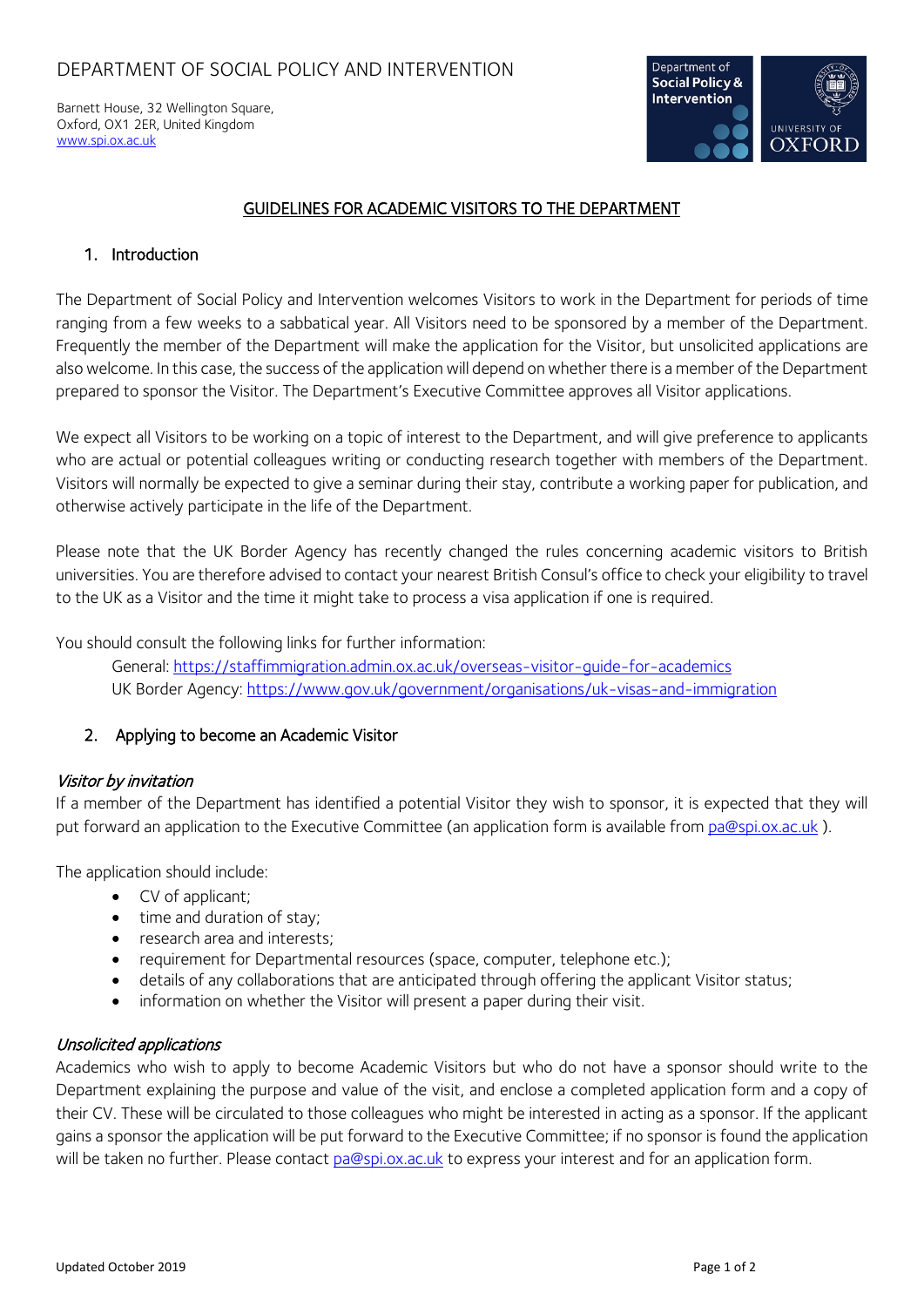DEPARTMENT OF SOCIAL POLICY AND INTERVENTION

Barnett House, 32 Wellington Square,
Oxford, OX1 2ER, United Kingdom
www.spi.ox.ac.uk

# GUIDELINES FOR ACADEMIC VISITORS TO THE DEPARTMENT

## 1. Introduction

The Department of Social Policy and Intervention welcomes Visitors to work in the Department for periods of time ranging from a few weeks to a sabbatical year. All Visitors need to be sponsored by a member of the Department. Frequently the member of the Department will make the application for the Visitor, but unsolicited applications are also welcome. In this case, the success of the application will depend on whether there is a member of the Department prepared to sponsor the Visitor. The Department's Executive Committee approves all Visitor applications.

We expect all Visitors to be working on a topic of interest to the Department, and will give preference to applicants who are actual or potential colleagues writing or conducting research together with members of the Department. Visitors will normally be expected to give a seminar during their stay, contribute a working paper for publication, and otherwise actively participate in the life of the Department.

Please note that the UK Border Agency has recently changed the rules concerning academic visitors to British universities. You are therefore advised to contact your nearest British Consul's office to check your eligibility to travel to the UK as a Visitor and the time it might take to process a visa application if one is required.

You should consult the following links for further information:

General: https://staffimmigration.admin.ox.ac.uk/overseas-visitor-guide-for-academics
UK Border Agency: https://www.gov.uk/government/organisations/uk-visas-and-immigration

## 2. Applying to become an Academic Visitor

### *Visitor by invitation*

If a member of the Department has identified a potential Visitor they wish to sponsor, it is expected that they will put forward an application to the Executive Committee (an application form is available from pa@spi.ox.ac.uk ).

The application should include:

- CV of applicant;
- time and duration of stay;
- research area and interests;
- requirement for Departmental resources (space, computer, telephone etc.);
- details of any collaborations that are anticipated through offering the applicant Visitor status;
- information on whether the Visitor will present a paper during their visit.

### *Unsolicited applications*

Academics who wish to apply to become Academic Visitors but who do not have a sponsor should write to the Department explaining the purpose and value of the visit, and enclose a completed application form and a copy of their CV. These will be circulated to those colleagues who might be interested in acting as a sponsor. If the applicant gains a sponsor the application will be put forward to the Executive Committee; if no sponsor is found the application will be taken no further. Please contact pa@spi.ox.ac.uk to express your interest and for an application form.

Updated October 2019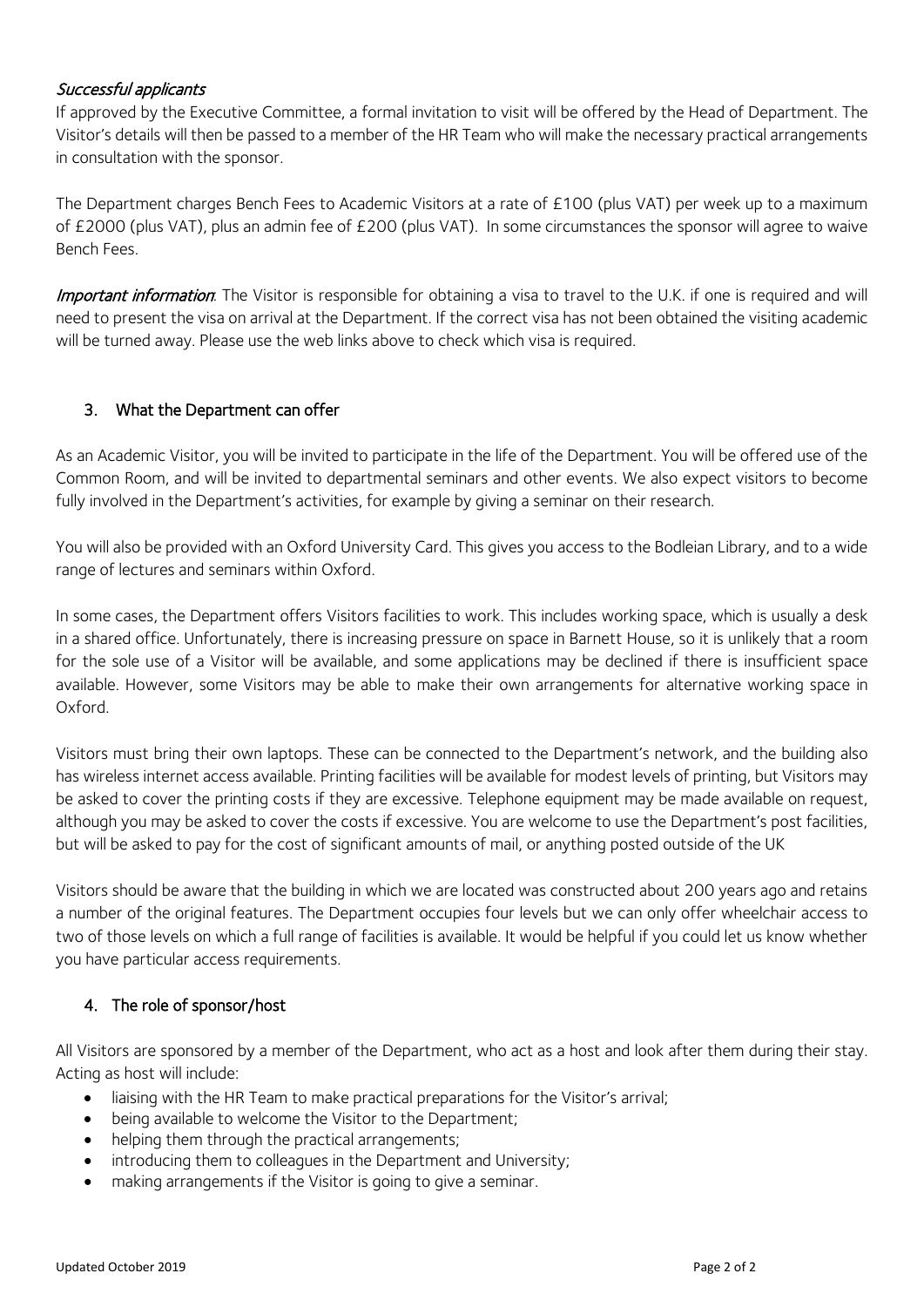### *Successful applicants*

If approved by the Executive Committee, a formal invitation to visit will be offered by the Head of Department. The Visitor's details will then be passed to a member of the HR Team who will make the necessary practical arrangements in consultation with the sponsor.

The Department charges Bench Fees to Academic Visitors at a rate of £100 (plus VAT) per week up to a maximum of £2000 (plus VAT), plus an admin fee of £200 (plus VAT). In some circumstances the sponsor will agree to waive Bench Fees.

*Important information*: The Visitor is responsible for obtaining a visa to travel to the U.K. if one is required and will need to present the visa on arrival at the Department. If the correct visa has not been obtained the visiting academic will be turned away. Please use the web links above to check which visa is required.

## 3. What the Department can offer

As an Academic Visitor, you will be invited to participate in the life of the Department. You will be offered use of the Common Room, and will be invited to departmental seminars and other events. We also expect visitors to become fully involved in the Department's activities, for example by giving a seminar on their research.

You will also be provided with an Oxford University Card. This gives you access to the Bodleian Library, and to a wide range of lectures and seminars within Oxford.

In some cases, the Department offers Visitors facilities to work. This includes working space, which is usually a desk in a shared office. Unfortunately, there is increasing pressure on space in Barnett House, so it is unlikely that a room for the sole use of a Visitor will be available, and some applications may be declined if there is insufficient space available. However, some Visitors may be able to make their own arrangements for alternative working space in Oxford.

Visitors must bring their own laptops. These can be connected to the Department's network, and the building also has wireless internet access available. Printing facilities will be available for modest levels of printing, but Visitors may be asked to cover the printing costs if they are excessive. Telephone equipment may be made available on request, although you may be asked to cover the costs if excessive. You are welcome to use the Department's post facilities, but will be asked to pay for the cost of significant amounts of mail, or anything posted outside of the UK

Visitors should be aware that the building in which we are located was constructed about 200 years ago and retains a number of the original features. The Department occupies four levels but we can only offer wheelchair access to two of those levels on which a full range of facilities is available. It would be helpful if you could let us know whether you have particular access requirements.

## 4. The role of sponsor/host

All Visitors are sponsored by a member of the Department, who act as a host and look after them during their stay. Acting as host will include:

- liaising with the HR Team to make practical preparations for the Visitor's arrival;
- being available to welcome the Visitor to the Department;
- helping them through the practical arrangements;
- introducing them to colleagues in the Department and University;
- making arrangements if the Visitor is going to give a seminar.

Updated October 2019